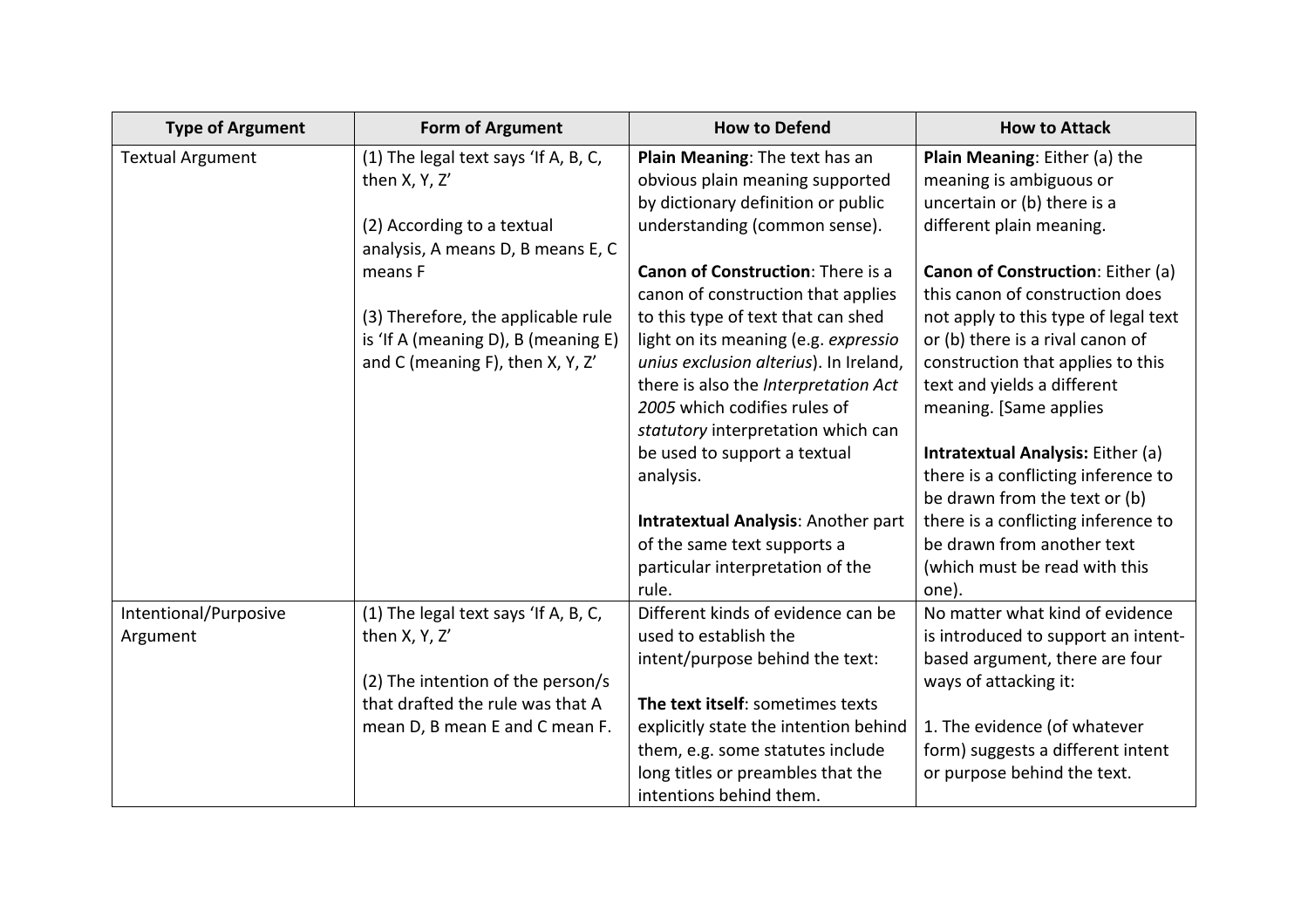| Type of Argument | Form of Argument | How to Defend | How to Attack |
|---|---|---|---|
| Textual Argument | (1) The legal text says 'If A, B, C, then X, Y, Z'<br><br>(2) According to a textual analysis, A means D, B means E, C means F<br><br>(3) Therefore, the applicable rule is 'If A (meaning D), B (meaning E) and C (meaning F), then X, Y, Z' | **Plain Meaning**: The text has an obvious plain meaning supported by dictionary definition or public understanding (common sense).<br><br>**Canon of Construction**: There is a canon of construction that applies to this type of text that can shed light on its meaning (e.g. *expressio unius exclusion alterius*). In Ireland, there is also the *Interpretation Act 2005* which codifies rules of *statutory* interpretation which can be used to support a textual analysis.<br><br>**Intratextual Analysis**: Another part of the same text supports a particular interpretation of the rule. | **Plain Meaning**: Either (a) the meaning is ambiguous or uncertain or (b) there is a different plain meaning.<br><br>**Canon of Construction**: Either (a) this canon of construction does not apply to this type of legal text or (b) there is a rival canon of construction that applies to this text and yields a different meaning. [Same applies<br><br>**Intratextual Analysis:** Either (a) there is a conflicting inference to be drawn from the text or (b) there is a conflicting inference to be drawn from another text (which must be read with this one). |
| Intentional/Purposive Argument | (1) The legal text says 'If A, B, C, then X, Y, Z'<br><br>(2) The intention of the person/s that drafted the rule was that A mean D, B mean E and C mean F. | Different kinds of evidence can be used to establish the intent/purpose behind the text:<br><br>**The text itself**: sometimes texts explicitly state the intention behind them, e.g. some statutes include long titles or preambles that the intentions behind them. | No matter what kind of evidence is introduced to support an intent-based argument, there are four ways of attacking it:<br><br>1. The evidence (of whatever form) suggests a different intent or purpose behind the text. |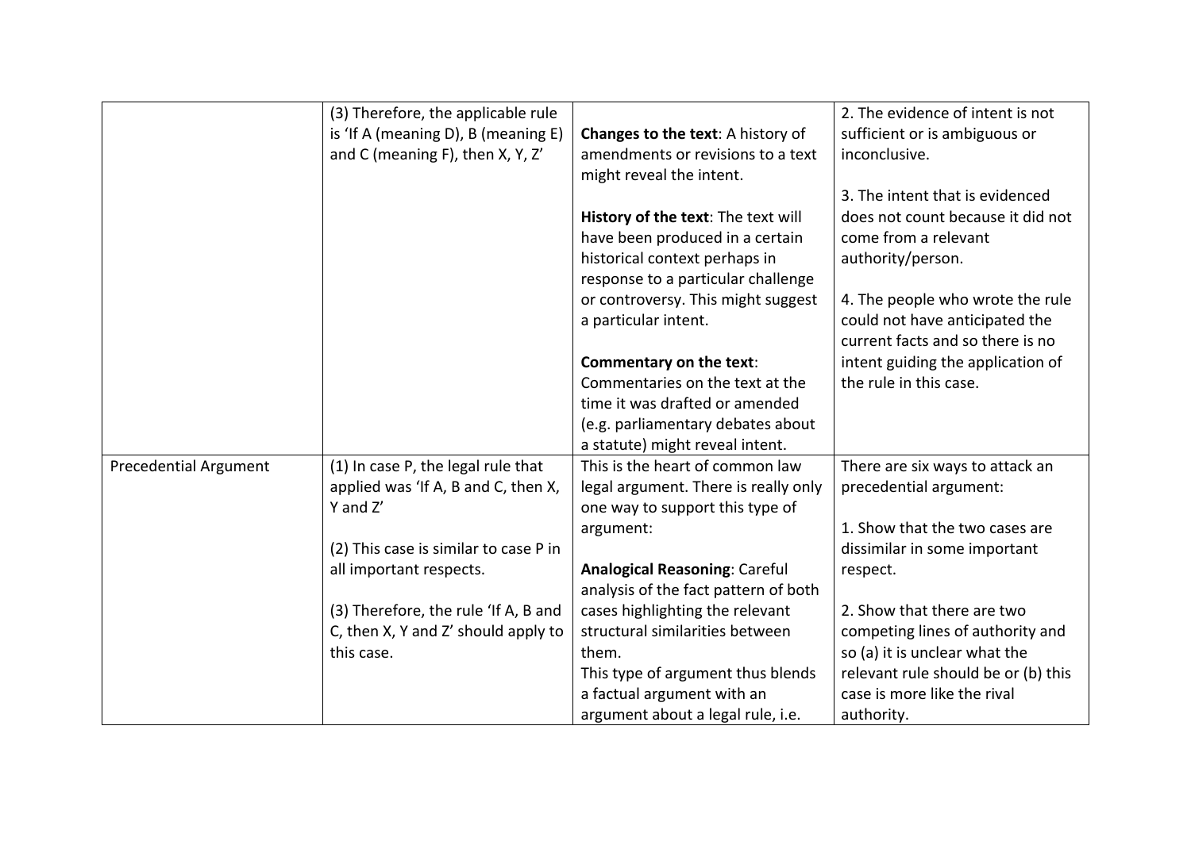| | | | |
|---|---|---|---|
| | (3) Therefore, the applicable rule is 'If A (meaning D), B (meaning E) and C (meaning F), then X, Y, Z' | **Changes to the text**: A history of amendments or revisions to a text might reveal the intent.<br><br>**History of the text**: The text will have been produced in a certain historical context perhaps in response to a particular challenge or controversy. This might suggest a particular intent.<br><br>**Commentary on the text**: Commentaries on the text at the time it was drafted or amended (e.g. parliamentary debates about a statute) might reveal intent. | 2. The evidence of intent is not sufficient or is ambiguous or inconclusive.<br><br>3. The intent that is evidenced does not count because it did not come from a relevant authority/person.<br><br>4. The people who wrote the rule could not have anticipated the current facts and so there is no intent guiding the application of the rule in this case. |
| Precedential Argument | (1) In case P, the legal rule that applied was 'If A, B and C, then X, Y and Z'<br><br>(2) This case is similar to case P in all important respects.<br><br>(3) Therefore, the rule 'If A, B and C, then X, Y and Z' should apply to this case. | This is the heart of common law legal argument. There is really only one way to support this type of argument:<br><br>**Analogical Reasoning**: Careful analysis of the fact pattern of both cases highlighting the relevant structural similarities between them.<br>This type of argument thus blends a factual argument with an argument about a legal rule, i.e. | There are six ways to attack an precedential argument:<br><br>1. Show that the two cases are dissimilar in some important respect.<br><br>2. Show that there are two competing lines of authority and so (a) it is unclear what the relevant rule should be or (b) this case is more like the rival authority. |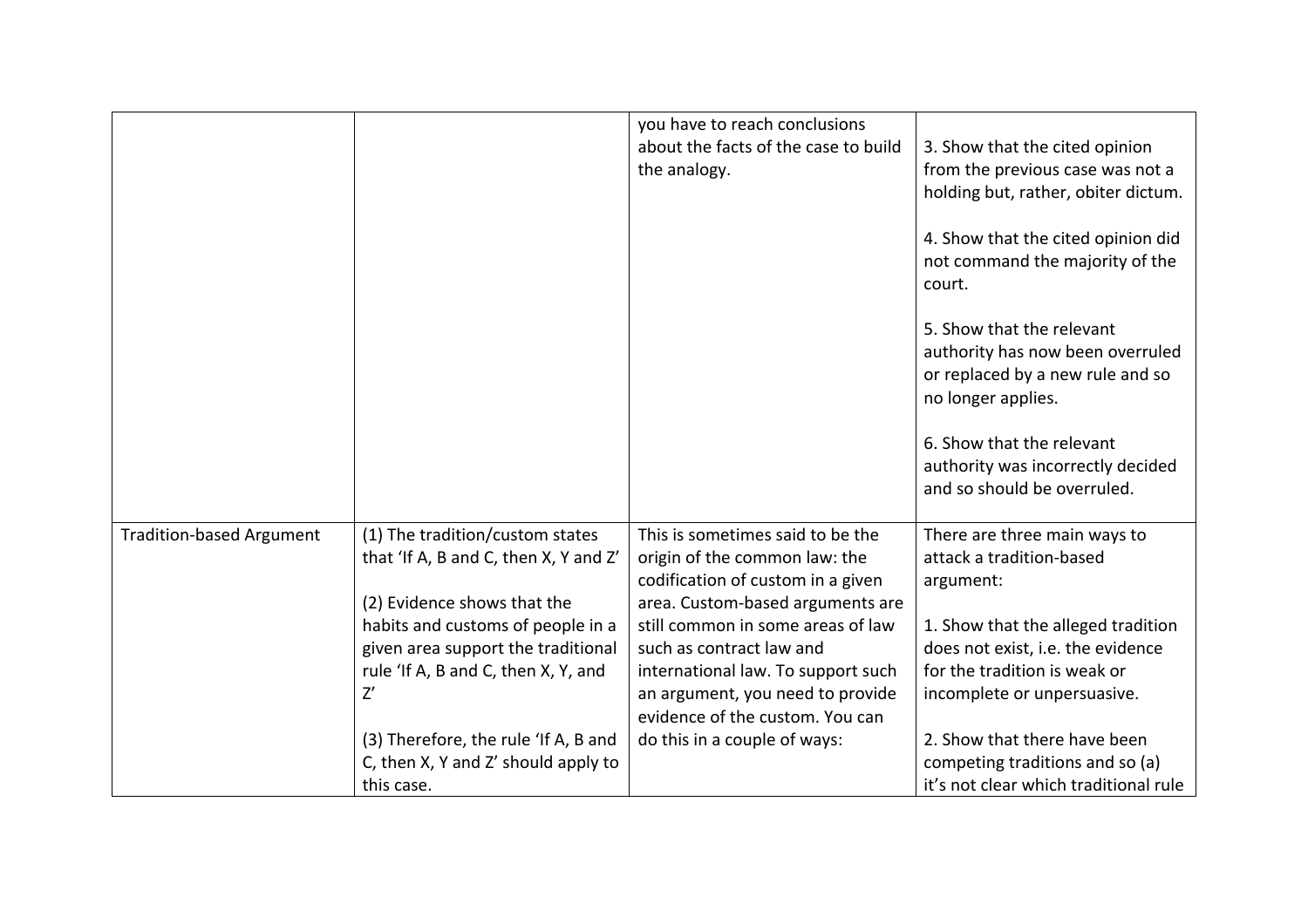| | | | |
|---|---|---|---|
| | | you have to reach conclusions about the facts of the case to build the analogy. | 3. Show that the cited opinion from the previous case was not a holding but, rather, obiter dictum.<br><br>4. Show that the cited opinion did not command the majority of the court.<br><br>5. Show that the relevant authority has now been overruled or replaced by a new rule and so no longer applies.<br><br>6. Show that the relevant authority was incorrectly decided and so should be overruled. |
| Tradition-based Argument | (1) The tradition/custom states that 'If A, B and C, then X, Y and Z'<br><br>(2) Evidence shows that the habits and customs of people in a given area support the traditional rule 'If A, B and C, then X, Y, and Z'<br><br>(3) Therefore, the rule 'If A, B and C, then X, Y and Z' should apply to this case. | This is sometimes said to be the origin of the common law: the codification of custom in a given area. Custom-based arguments are still common in some areas of law such as contract law and international law. To support such an argument, you need to provide evidence of the custom. You can do this in a couple of ways: | There are three main ways to attack a tradition-based argument:<br><br>1. Show that the alleged tradition does not exist, i.e. the evidence for the tradition is weak or incomplete or unpersuasive.<br><br>2. Show that there have been competing traditions and so (a) it's not clear which traditional rule |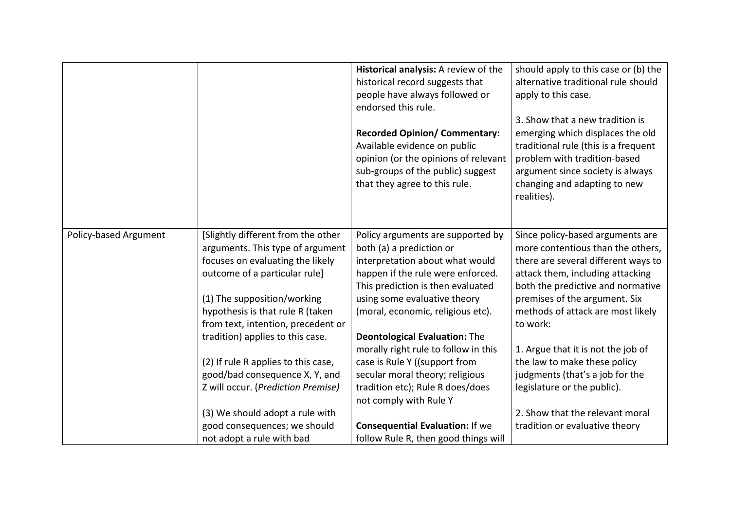| | | | |
|---|---|---|---|
| | | **Historical analysis:** A review of the historical record suggests that people have always followed or endorsed this rule.<br><br>**Recorded Opinion/ Commentary:** Available evidence on public opinion (or the opinions of relevant sub-groups of the public) suggest that they agree to this rule. | should apply to this case or (b) the alternative traditional rule should apply to this case.<br><br>3. Show that a new tradition is emerging which displaces the old traditional rule (this is a frequent problem with tradition-based argument since society is always changing and adapting to new realities). |
| Policy-based Argument | [Slightly different from the other arguments. This type of argument focuses on evaluating the likely outcome of a particular rule]<br><br>(1) The supposition/working hypothesis is that rule R (taken from text, intention, precedent or tradition) applies to this case.<br><br>(2) If rule R applies to this case, good/bad consequence X, Y, and Z will occur. (*Prediction Premise)*<br><br>(3) We should adopt a rule with good consequences; we should not adopt a rule with bad | Policy arguments are supported by both (a) a prediction or interpretation about what would happen if the rule were enforced. This prediction is then evaluated using some evaluative theory (moral, economic, religious etc).<br><br>**Deontological Evaluation:** The morally right rule to follow in this case is Rule Y ((support from secular moral theory; religious tradition etc); Rule R does/does not comply with Rule Y<br><br>**Consequential Evaluation:** If we follow Rule R, then good things will | Since policy-based arguments are more contentious than the others, there are several different ways to attack them, including attacking both the predictive and normative premises of the argument. Six methods of attack are most likely to work:<br><br>1. Argue that it is not the job of the law to make these policy judgments (that's a job for the legislature or the public).<br><br>2. Show that the relevant moral tradition or evaluative theory |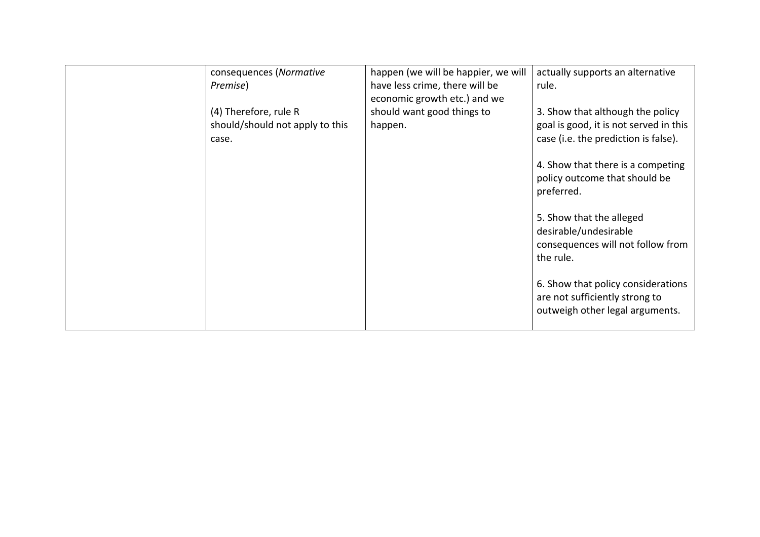| | | | |
|---|---|---|---|
| | consequences (*Normative Premise*)<br><br>(4) Therefore, rule R should/should not apply to this case. | happen (we will be happier, we will have less crime, there will be economic growth etc.) and we should want good things to happen. | actually supports an alternative rule.<br><br>3. Show that although the policy goal is good, it is not served in this case (i.e. the prediction is false).<br><br>4. Show that there is a competing policy outcome that should be preferred.<br><br>5. Show that the alleged desirable/undesirable consequences will not follow from the rule.<br><br>6. Show that policy considerations are not sufficiently strong to outweigh other legal arguments. |